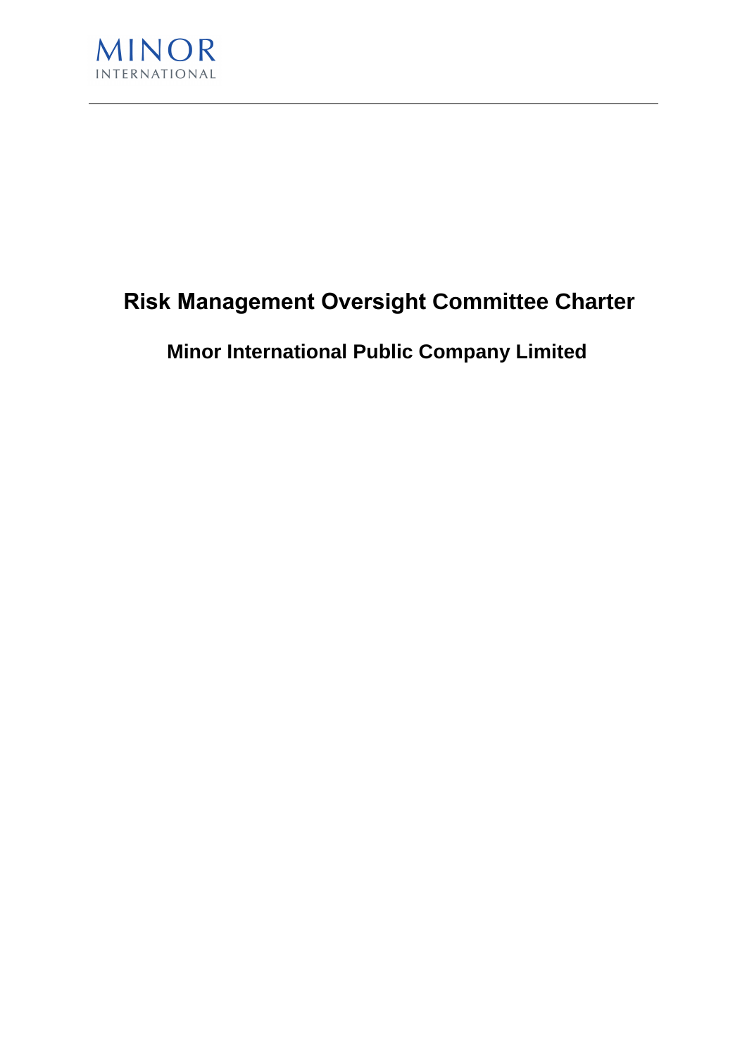# Risk Management Oversight Committee Charter

## Minor International Public Company Limited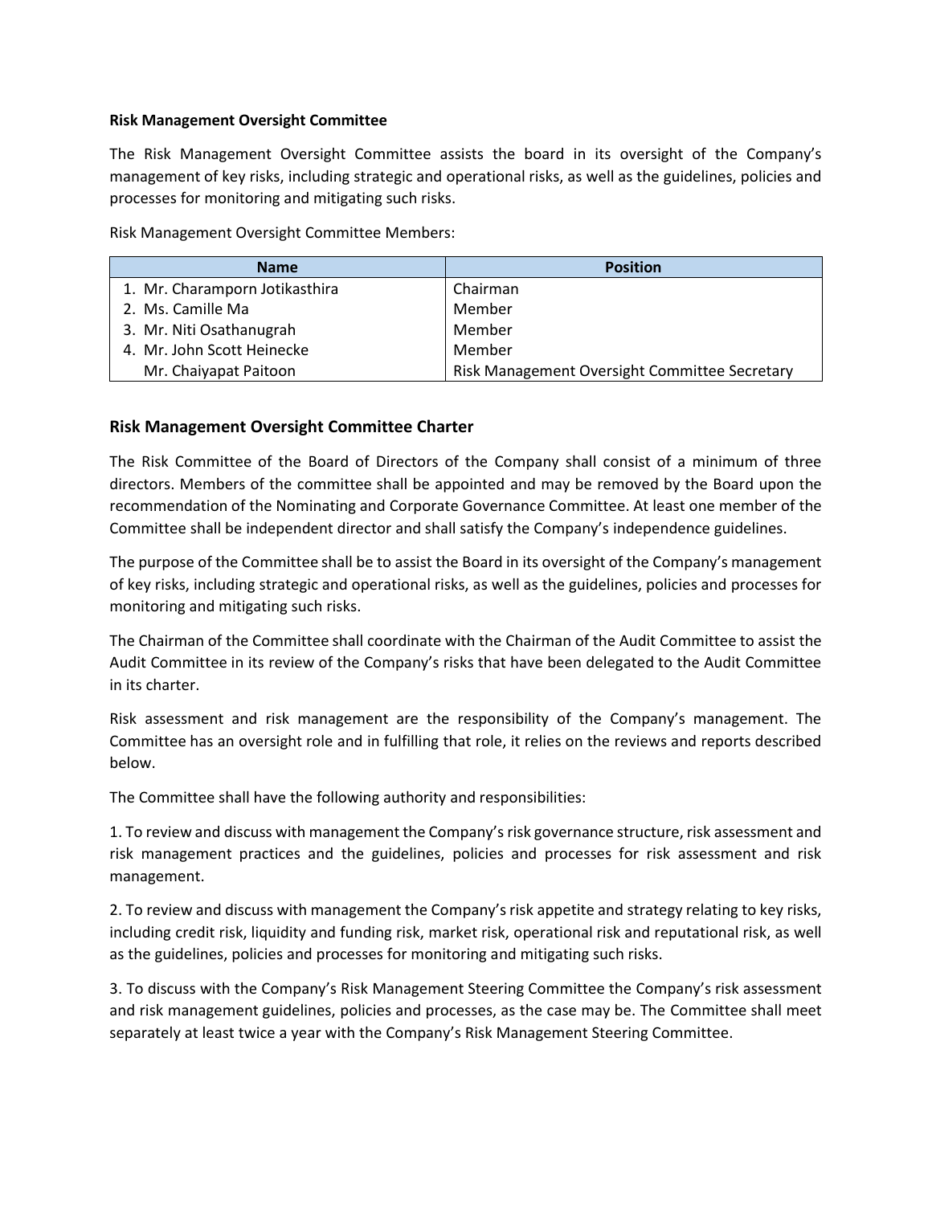**Risk Management Oversight Committee**

The Risk Management Oversight Committee assists the board in its oversight of the Company's management of key risks, including strategic and operational risks, as well as the guidelines, policies and processes for monitoring and mitigating such risks.

Risk Management Oversight Committee Members:

| Name | Position |
|---|---|
| 1. Mr. Charamporn Jotikasthira | Chairman |
| 2. Ms. Camille Ma | Member |
| 3. Mr. Niti Osathanugrah | Member |
| 4. Mr. John Scott Heinecke | Member |
| Mr. Chaiyapat Paitoon | Risk Management Oversight Committee Secretary |

## Risk Management Oversight Committee Charter

The Risk Committee of the Board of Directors of the Company shall consist of a minimum of three directors. Members of the committee shall be appointed and may be removed by the Board upon the recommendation of the Nominating and Corporate Governance Committee. At least one member of the Committee shall be independent director and shall satisfy the Company's independence guidelines.

The purpose of the Committee shall be to assist the Board in its oversight of the Company's management of key risks, including strategic and operational risks, as well as the guidelines, policies and processes for monitoring and mitigating such risks.

The Chairman of the Committee shall coordinate with the Chairman of the Audit Committee to assist the Audit Committee in its review of the Company's risks that have been delegated to the Audit Committee in its charter.

Risk assessment and risk management are the responsibility of the Company's management. The Committee has an oversight role and in fulfilling that role, it relies on the reviews and reports described below.

The Committee shall have the following authority and responsibilities:

1. To review and discuss with management the Company's risk governance structure, risk assessment and risk management practices and the guidelines, policies and processes for risk assessment and risk management.

2. To review and discuss with management the Company's risk appetite and strategy relating to key risks, including credit risk, liquidity and funding risk, market risk, operational risk and reputational risk, as well as the guidelines, policies and processes for monitoring and mitigating such risks.

3. To discuss with the Company's Risk Management Steering Committee the Company's risk assessment and risk management guidelines, policies and processes, as the case may be. The Committee shall meet separately at least twice a year with the Company's Risk Management Steering Committee.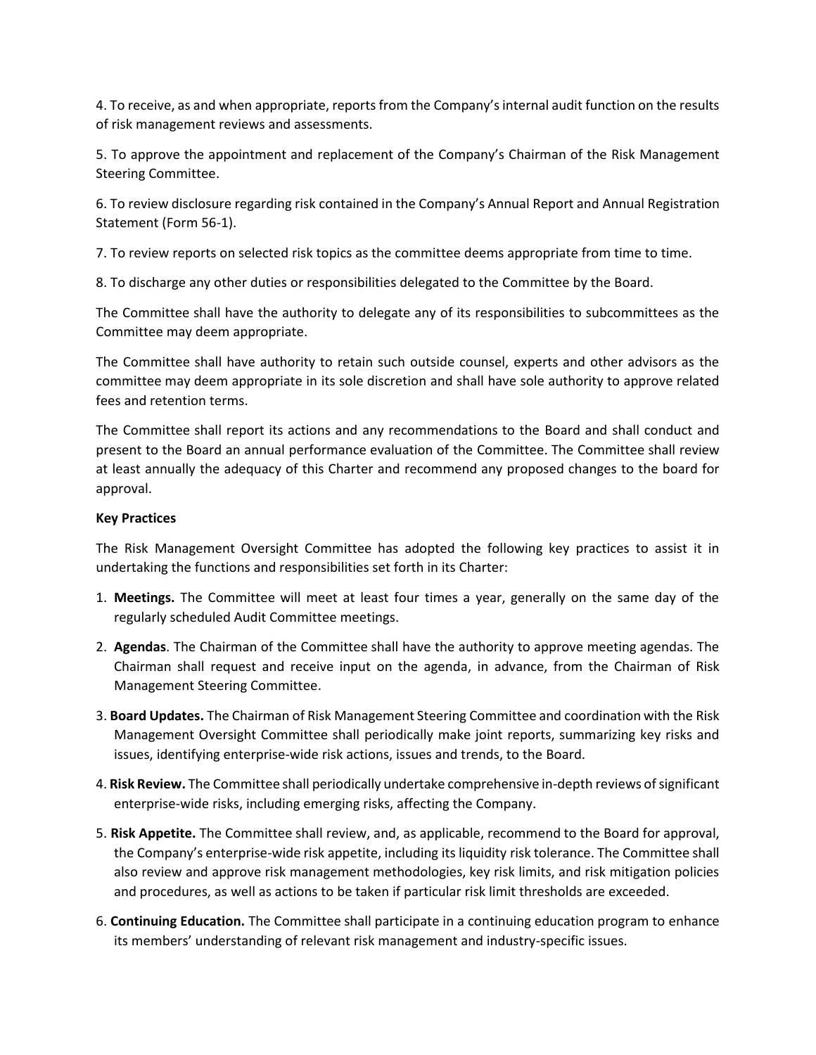4. To receive, as and when appropriate, reports from the Company's internal audit function on the results of risk management reviews and assessments.

5. To approve the appointment and replacement of the Company's Chairman of the Risk Management Steering Committee.

6. To review disclosure regarding risk contained in the Company's Annual Report and Annual Registration Statement (Form 56-1).

7. To review reports on selected risk topics as the committee deems appropriate from time to time.

8. To discharge any other duties or responsibilities delegated to the Committee by the Board.

The Committee shall have the authority to delegate any of its responsibilities to subcommittees as the Committee may deem appropriate.

The Committee shall have authority to retain such outside counsel, experts and other advisors as the committee may deem appropriate in its sole discretion and shall have sole authority to approve related fees and retention terms.

The Committee shall report its actions and any recommendations to the Board and shall conduct and present to the Board an annual performance evaluation of the Committee. The Committee shall review at least annually the adequacy of this Charter and recommend any proposed changes to the board for approval.

**Key Practices**

The Risk Management Oversight Committee has adopted the following key practices to assist it in undertaking the functions and responsibilities set forth in its Charter:

1. **Meetings.** The Committee will meet at least four times a year, generally on the same day of the regularly scheduled Audit Committee meetings.
2. **Agendas**. The Chairman of the Committee shall have the authority to approve meeting agendas. The Chairman shall request and receive input on the agenda, in advance, from the Chairman of Risk Management Steering Committee.
3. **Board Updates.** The Chairman of Risk Management Steering Committee and coordination with the Risk Management Oversight Committee shall periodically make joint reports, summarizing key risks and issues, identifying enterprise-wide risk actions, issues and trends, to the Board.
4. **Risk Review.** The Committee shall periodically undertake comprehensive in-depth reviews of significant enterprise-wide risks, including emerging risks, affecting the Company.
5. **Risk Appetite.** The Committee shall review, and, as applicable, recommend to the Board for approval, the Company's enterprise-wide risk appetite, including its liquidity risk tolerance. The Committee shall also review and approve risk management methodologies, key risk limits, and risk mitigation policies and procedures, as well as actions to be taken if particular risk limit thresholds are exceeded.
6. **Continuing Education.** The Committee shall participate in a continuing education program to enhance its members' understanding of relevant risk management and industry-specific issues.